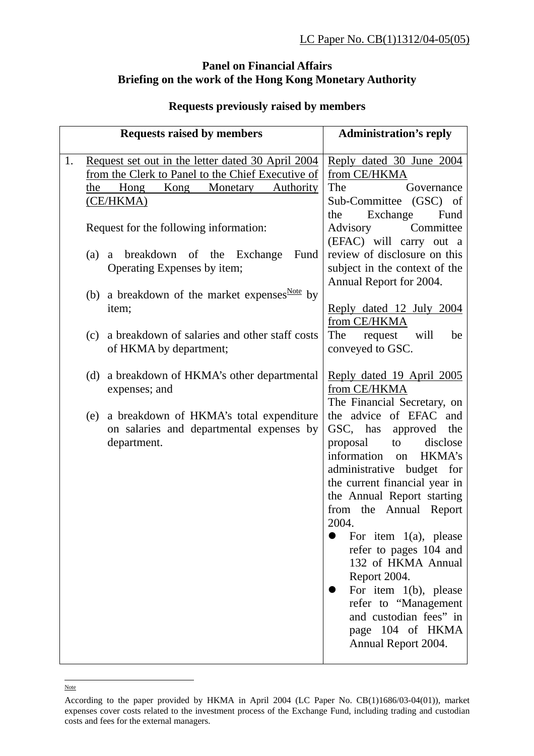LC Paper No. CB(1)1312/04-05(05)

**Panel on Financial Affairs**
**Briefing on the work of the Hong Kong Monetary Authority**

**Requests previously raised by members**

| **Requests raised by members** | **Administration's reply** |
|---|---|
| 1. Request set out in the letter dated 30 April 2004 from the Clerk to Panel to the Chief Executive of the Hong Kong Monetary Authority (CE/HKMA)<br><br>Request for the following information:<br><br>(a) a breakdown of the Exchange Fund Operating Expenses by item;<br><br>(b) a breakdown of the market expenses[Note] by item;<br><br>(c) a breakdown of salaries and other staff costs of HKMA by department;<br><br>(d) a breakdown of HKMA's other departmental expenses; and<br><br>(e) a breakdown of HKMA's total expenditure on salaries and departmental expenses by department. | Reply dated 30 June 2004 from CE/HKMA<br>The Governance Sub-Committee (GSC) of the Exchange Fund Advisory Committee (EFAC) will carry out a review of disclosure on this subject in the context of the Annual Report for 2004.<br><br>Reply dated 12 July 2004 from CE/HKMA<br>The request will be conveyed to GSC.<br><br>Reply dated 19 April 2005 from CE/HKMA<br>The Financial Secretary, on the advice of EFAC and GSC, has approved the proposal to disclose information on HKMA's administrative budget for the current financial year in the Annual Report starting from the Annual Report 2004.<br>• For item 1(a), please refer to pages 104 and 132 of HKMA Annual Report 2004.<br>• For item 1(b), please refer to "Management and custodian fees" in page 104 of HKMA Annual Report 2004. |

---

Note

According to the paper provided by HKMA in April 2004 (LC Paper No. CB(1)1686/03-04(01)), market expenses cover costs related to the investment process of the Exchange Fund, including trading and custodian costs and fees for the external managers.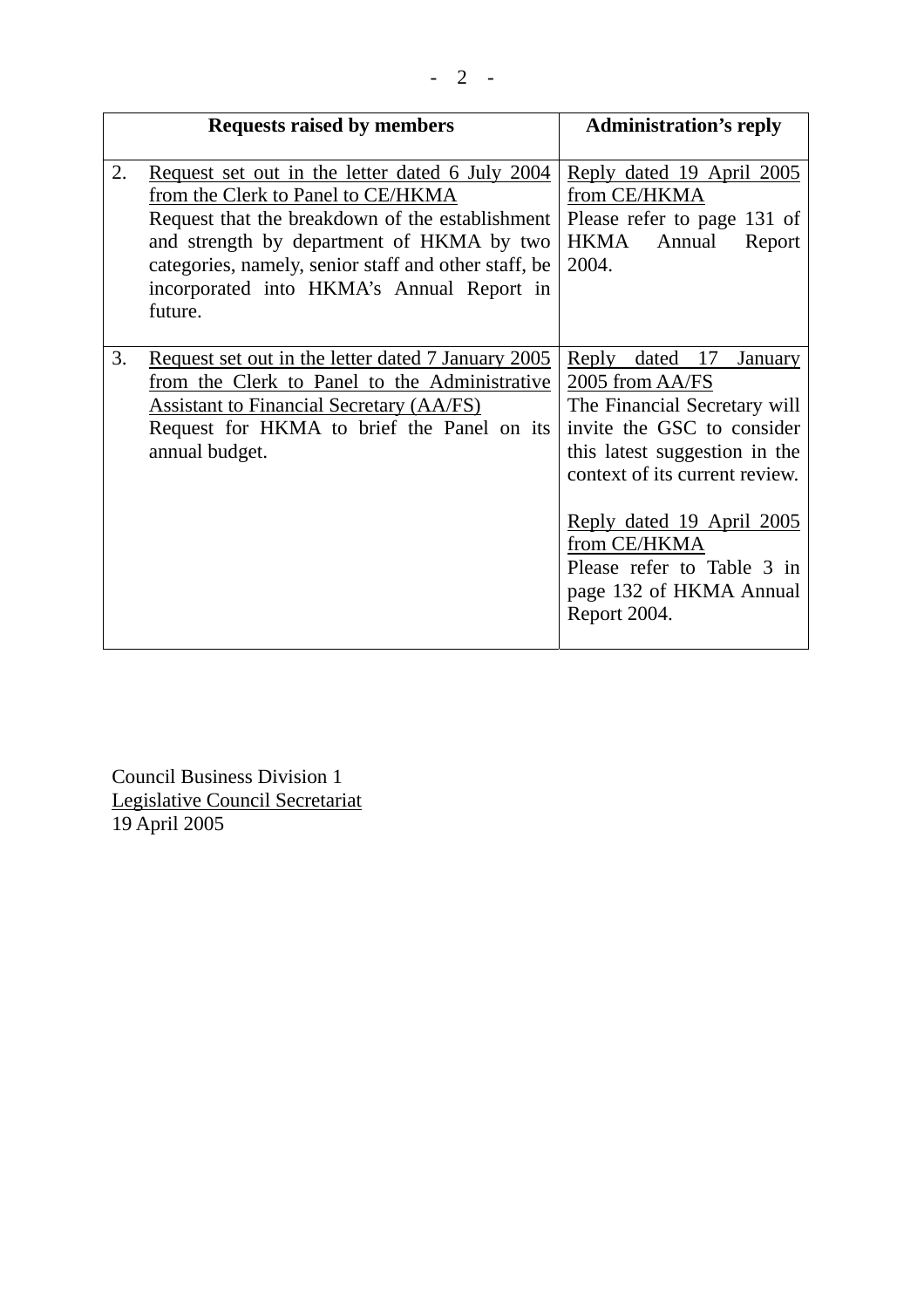| Requests raised by members | Administration's reply |
|---|---|
| 2. Request set out in the letter dated 6 July 2004 from the Clerk to Panel to CE/HKMA<br>Request that the breakdown of the establishment and strength by department of HKMA by two categories, namely, senior staff and other staff, be incorporated into HKMA's Annual Report in future. | Reply dated 19 April 2005 from CE/HKMA<br>Please refer to page 131 of HKMA Annual Report 2004. |
| 3. Request set out in the letter dated 7 January 2005 from the Clerk to Panel to the Administrative Assistant to Financial Secretary (AA/FS)<br>Request for HKMA to brief the Panel on its annual budget. | Reply dated 17 January 2005 from AA/FS<br>The Financial Secretary will invite the GSC to consider this latest suggestion in the context of its current review.<br><br>Reply dated 19 April 2005 from CE/HKMA<br>Please refer to Table 3 in page 132 of HKMA Annual Report 2004. |

Council Business Division 1
Legislative Council Secretariat
19 April 2005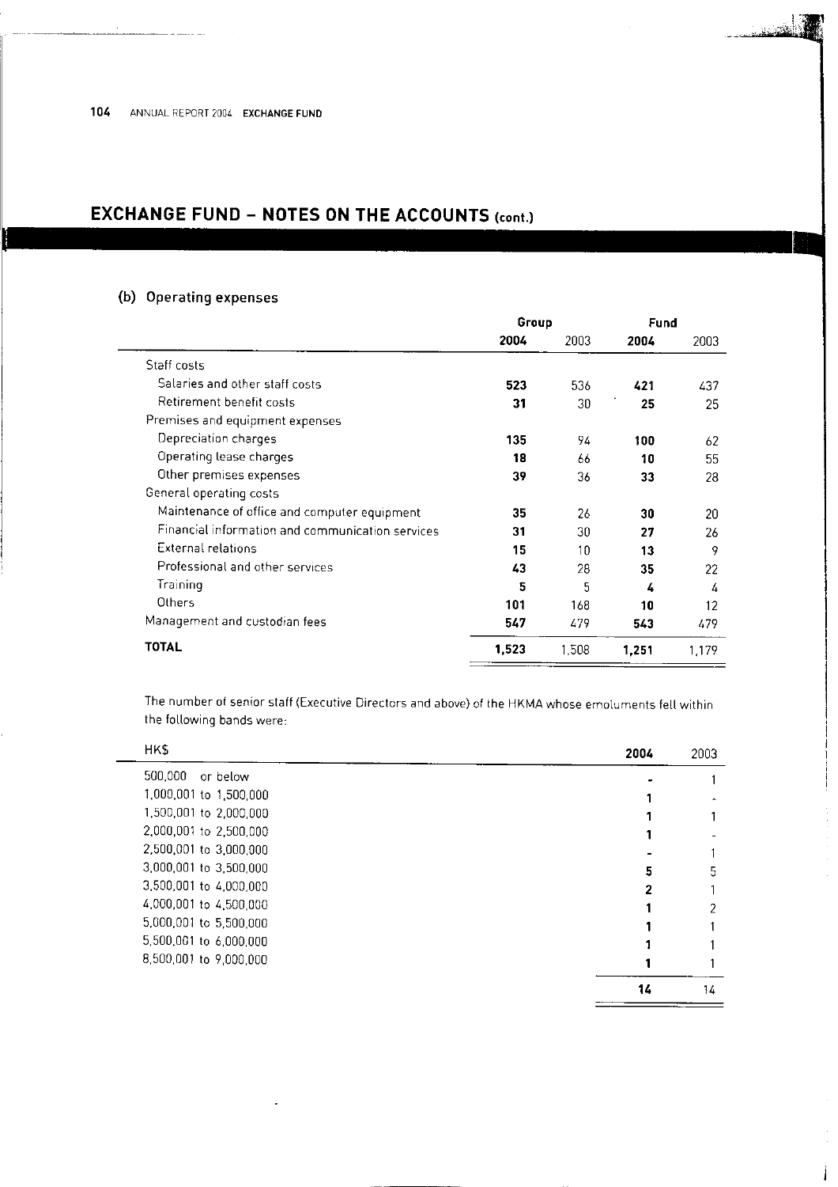# EXCHANGE FUND – NOTES ON THE ACCOUNTS (cont.)

## (b) Operating expenses

| | Group | | Fund | |
|---|---|---|---|---|
| | **2004** | 2003 | **2004** | 2003 |
| Staff costs | | | | |
| Salaries and other staff costs | **523** | 536 | **421** | 437 |
| Retirement benefit costs | **31** | 30 | **25** | 25 |
| Premises and equipment expenses | | | | |
| Depreciation charges | **135** | 94 | **100** | 62 |
| Operating lease charges | **18** | 66 | **10** | 55 |
| Other premises expenses | **39** | 36 | **33** | 28 |
| General operating costs | | | | |
| Maintenance of office and computer equipment | **35** | 26 | **30** | 20 |
| Financial information and communication services | **31** | 30 | **27** | 26 |
| External relations | **15** | 10 | **13** | 9 |
| Professional and other services | **43** | 28 | **35** | 22 |
| Training | **5** | 5 | **4** | 4 |
| Others | **101** | 168 | **10** | 12 |
| Management and custodian fees | **547** | 479 | **543** | 479 |
| **TOTAL** | **1,523** | 1,508 | **1,251** | 1,179 |

The number of senior staff (Executive Directors and above) of the HKMA whose emoluments fell within the following bands were:

| HK$ | 2004 | 2003 |
|---|---|---|
| 500,000 or below | **-** | 1 |
| 1,000,001 to 1,500,000 | **1** | - |
| 1,500,001 to 2,000,000 | **1** | 1 |
| 2,000,001 to 2,500,000 | **1** | - |
| 2,500,001 to 3,000,000 | **-** | 1 |
| 3,000,001 to 3,500,000 | **5** | 5 |
| 3,500,001 to 4,000,000 | **2** | 1 |
| 4,000,001 to 4,500,000 | **1** | 2 |
| 5,000,001 to 5,500,000 | **1** | 1 |
| 5,500,001 to 6,000,000 | **1** | 1 |
| 8,500,001 to 9,000,000 | **1** | 1 |
| | **14** | 14 |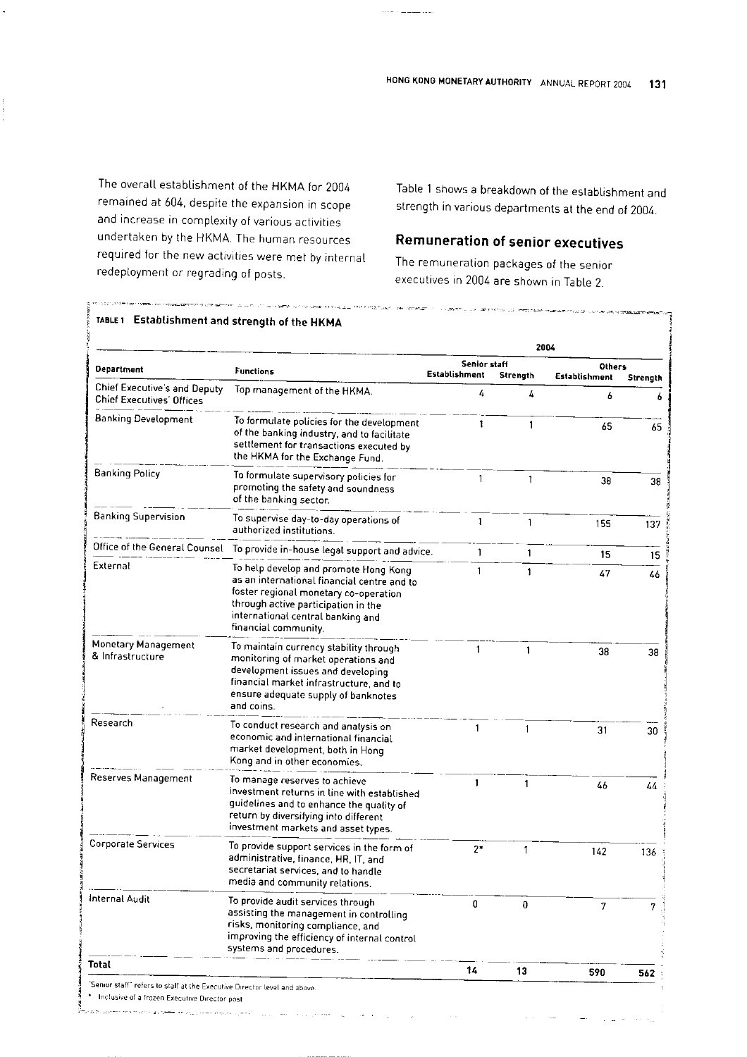The overall establishment of the HKMA for 2004 remained at 604, despite the expansion in scope and increase in complexity of various activities undertaken by the HKMA. The human resources required for the new activities were met by internal redeployment or regrading of posts.

Table 1 shows a breakdown of the establishment and strength in various departments at the end of 2004.

## Remuneration of senior executives

The remuneration packages of the senior executives in 2004 are shown in Table 2.

**TABLE 1 Establishment and strength of the HKMA**

| | | 2004 | | | |
|---|---|---|---|---|---|
| | | Senior staff | | Others | |
| Department | Functions | Establishment | Strength | Establishment | Strength |
| Chief Executive's and Deputy Chief Executives' Offices | Top management of the HKMA. | 4 | 4 | 6 | 6 |
| Banking Development | To formulate policies for the development of the banking industry, and to facilitate settlement for transactions executed by the HKMA for the Exchange Fund. | 1 | 1 | 65 | 65 |
| Banking Policy | To formulate supervisory policies for promoting the safety and soundness of the banking sector. | 1 | 1 | 38 | 38 |
| Banking Supervision | To supervise day-to-day operations of authorized institutions. | 1 | 1 | 155 | 137 |
| Office of the General Counsel | To provide in-house legal support and advice. | 1 | 1 | 15 | 15 |
| External | To help develop and promote Hong Kong as an international financial centre and to foster regional monetary co-operation through active participation in the international central banking and financial community. | 1 | 1 | 47 | 46 |
| Monetary Management & Infrastructure | To maintain currency stability through monitoring of market operations and development issues and developing financial market infrastructure, and to ensure adequate supply of banknotes and coins. | 1 | 1 | 38 | 38 |
| Research | To conduct research and analysis on economic and international financial market development, both in Hong Kong and in other economies. | 1 | 1 | 31 | 30 |
| Reserves Management | To manage reserves to achieve investment returns in line with established guidelines and to enhance the quality of return by diversifying into different investment markets and asset types. | 1 | 1 | 46 | 44 |
| Corporate Services | To provide support services in the form of administrative, finance, HR, IT, and secretariat services, and to handle media and community relations. | 2* | 1 | 142 | 136 |
| Internal Audit | To provide audit services through assisting the management in controlling risks, monitoring compliance, and improving the efficiency of internal control systems and procedures. | 0 | 0 | 7 | 7 |
| **Total** | | 14 | 13 | 590 | 562 |

"Senior staff" refers to staff at the Executive Director level and above.

\* Inclusive of a frozen Executive Director post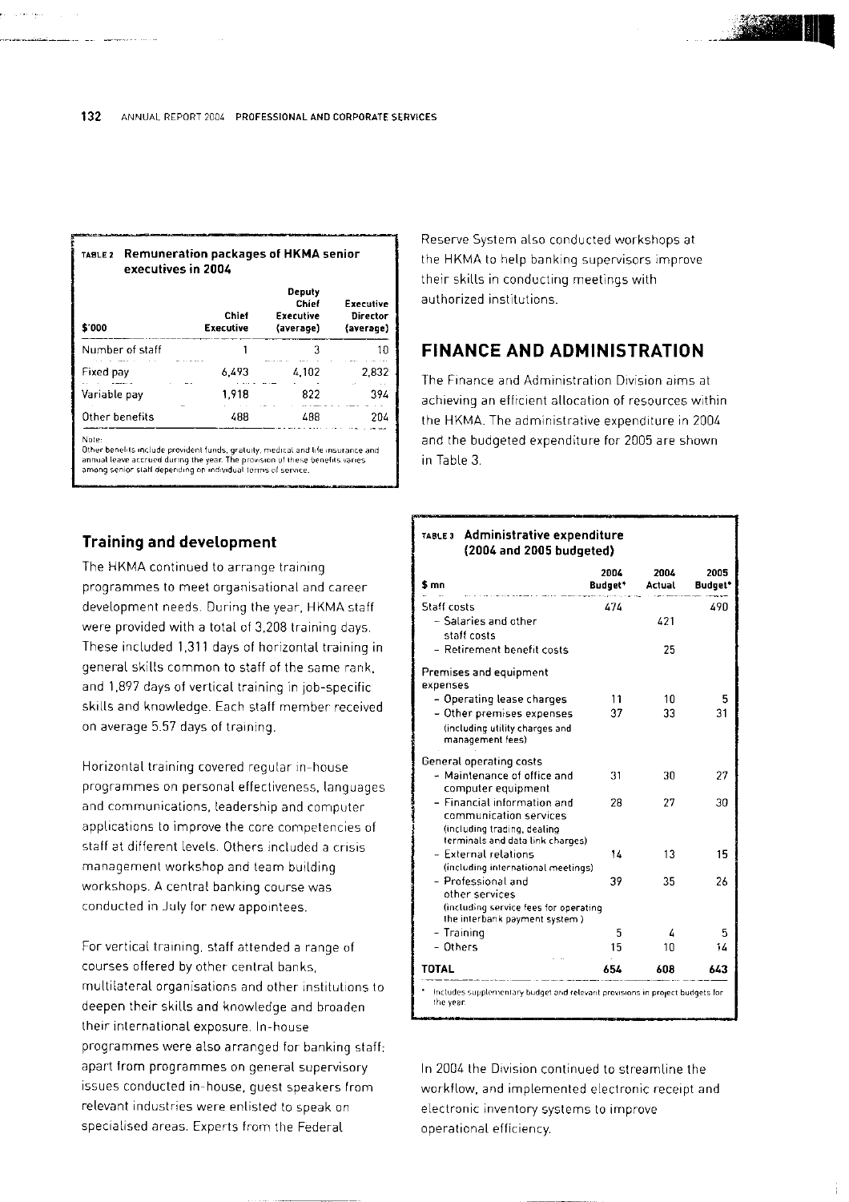**TABLE 2 Remuneration packages of HKMA senior executives in 2004**

| $'000 | Chief Executive | Deputy Chief Executive (average) | Executive Director (average) |
|---|---|---|---|
| Number of staff | 1 | 3 | 10 |
| Fixed pay | 6,493 | 4,102 | 2,832 |
| Variable pay | 1,918 | 822 | 394 |
| Other benefits | 488 | 488 | 204 |

Note:
Other benefits include provident funds, gratuity, medical and life insurance and annual leave accrued during the year. The provision of these benefits varies among senior staff depending on individual terms of service.

### Training and development

The HKMA continued to arrange training programmes to meet organisational and career development needs. During the year, HKMA staff were provided with a total of 3,208 training days. These included 1,311 days of horizontal training in general skills common to staff of the same rank, and 1,897 days of vertical training in job-specific skills and knowledge. Each staff member received on average 5.57 days of training.

Horizontal training covered regular in-house programmes on personal effectiveness, languages and communications, leadership and computer applications to improve the core competencies of staff at different levels. Others included a crisis management workshop and team building workshops. A central banking course was conducted in July for new appointees.

For vertical training, staff attended a range of courses offered by other central banks, multilateral organisations and other institutions to deepen their skills and knowledge and broaden their international exposure. In-house programmes were also arranged for banking staff: apart from programmes on general supervisory issues conducted in-house, guest speakers from relevant industries were enlisted to speak on specialised areas. Experts from the Federal Reserve System also conducted workshops at the HKMA to help banking supervisors improve their skills in conducting meetings with authorized institutions.

## FINANCE AND ADMINISTRATION

The Finance and Administration Division aims at achieving an efficient allocation of resources within the HKMA. The administrative expenditure in 2004 and the budgeted expenditure for 2005 are shown in Table 3.

**TABLE 3 Administrative expenditure (2004 and 2005 budgeted)**

| $ mn | 2004 Budget* | 2004 Actual | 2005 Budget* |
|---|---|---|---|
| Staff costs | 474 | | 490 |
| - Salaries and other staff costs | | 421 | |
| - Retirement benefit costs | | 25 | |
| Premises and equipment expenses | | | |
| - Operating lease charges | 11 | 10 | 5 |
| - Other premises expenses (including utility charges and management fees) | 37 | 33 | 31 |
| General operating costs | | | |
| - Maintenance of office and computer equipment | 31 | 30 | 27 |
| - Financial information and communication services (including trading, dealing terminals and data link charges) | 28 | 27 | 30 |
| - External relations (including international meetings) | 14 | 13 | 15 |
| - Professional and other services (including service fees for operating the interbank payment system) | 39 | 35 | 26 |
| - Training | 5 | 4 | 5 |
| - Others | 15 | 10 | 14 |
| **TOTAL** | **654** | **608** | **643** |

\* Includes supplementary budget and relevant provisions in project budgets for the year.

In 2004 the Division continued to streamline the workflow, and implemented electronic receipt and electronic inventory systems to improve operational efficiency.